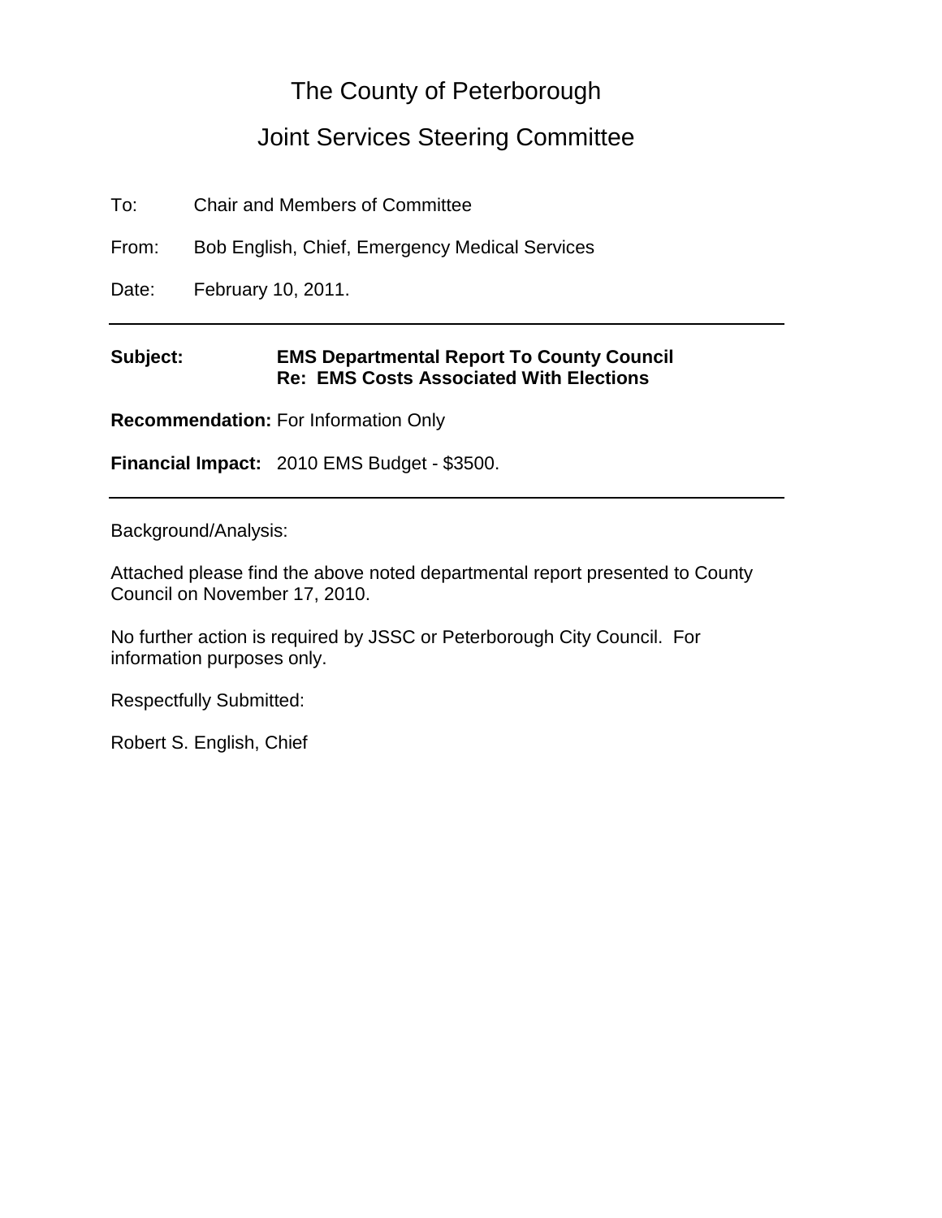# The County of Peterborough

## Joint Services Steering Committee

To: Chair and Members of Committee

From: Bob English, Chief, Emergency Medical Services

Date: February 10, 2011.

---

**Subject:** **EMS Departmental Report To County Council**
**Re: EMS Costs Associated With Elections**

**Recommendation:** For Information Only

**Financial Impact:** 2010 EMS Budget - $3500.

---

Background/Analysis:

Attached please find the above noted departmental report presented to County Council on November 17, 2010.

No further action is required by JSSC or Peterborough City Council. For information purposes only.

Respectfully Submitted:

Robert S. English, Chief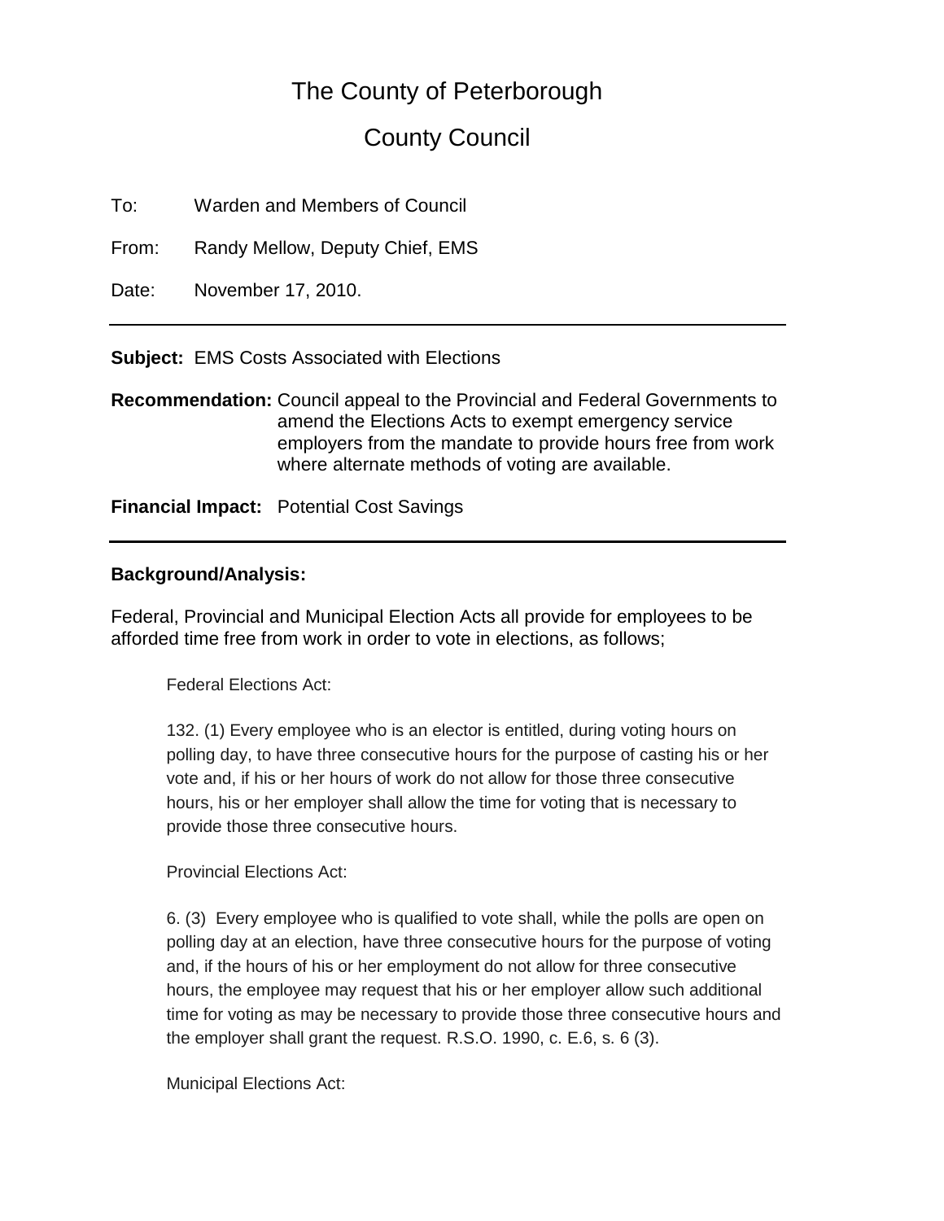# The County of Peterborough

# County Council

To: Warden and Members of Council

From: Randy Mellow, Deputy Chief, EMS

Date: November 17, 2010.

---

**Subject:** EMS Costs Associated with Elections

**Recommendation:** Council appeal to the Provincial and Federal Governments to amend the Elections Acts to exempt emergency service employers from the mandate to provide hours free from work where alternate methods of voting are available.

**Financial Impact:** Potential Cost Savings

---

**Background/Analysis:**

Federal, Provincial and Municipal Election Acts all provide for employees to be afforded time free from work in order to vote in elections, as follows;

> Federal Elections Act:
>
> 132. (1) Every employee who is an elector is entitled, during voting hours on polling day, to have three consecutive hours for the purpose of casting his or her vote and, if his or her hours of work do not allow for those three consecutive hours, his or her employer shall allow the time for voting that is necessary to provide those three consecutive hours.
>
> Provincial Elections Act:
>
> 6. (3) Every employee who is qualified to vote shall, while the polls are open on polling day at an election, have three consecutive hours for the purpose of voting and, if the hours of his or her employment do not allow for three consecutive hours, the employee may request that his or her employer allow such additional time for voting as may be necessary to provide those three consecutive hours and the employer shall grant the request. R.S.O. 1990, c. E.6, s. 6 (3).
>
> Municipal Elections Act: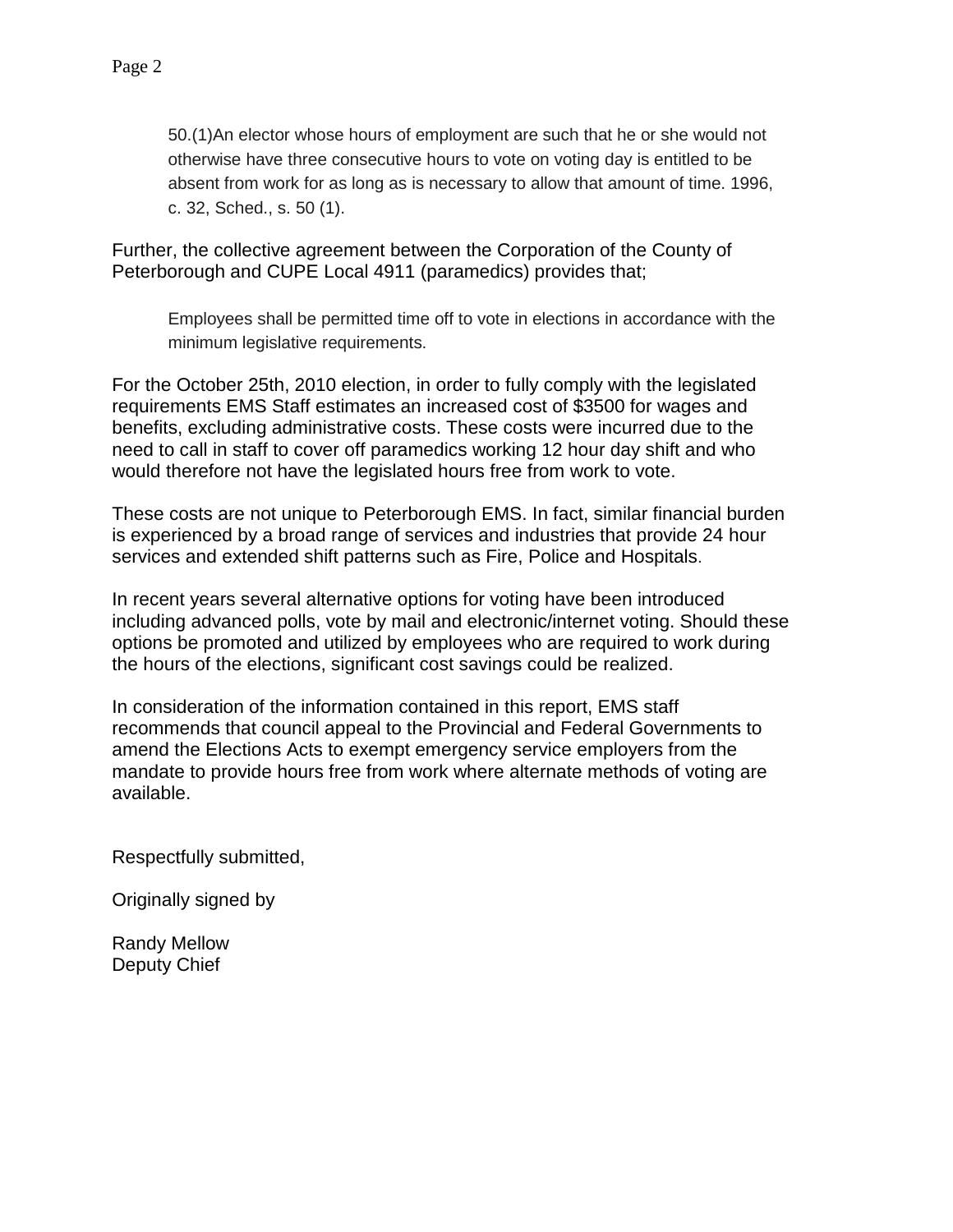> 50.(1)An elector whose hours of employment are such that he or she would not otherwise have three consecutive hours to vote on voting day is entitled to be absent from work for as long as is necessary to allow that amount of time. 1996, c. 32, Sched., s. 50 (1).

Further, the collective agreement between the Corporation of the County of Peterborough and CUPE Local 4911 (paramedics) provides that;

> Employees shall be permitted time off to vote in elections in accordance with the minimum legislative requirements.

For the October 25th, 2010 election, in order to fully comply with the legislated requirements EMS Staff estimates an increased cost of $3500 for wages and benefits, excluding administrative costs. These costs were incurred due to the need to call in staff to cover off paramedics working 12 hour day shift and who would therefore not have the legislated hours free from work to vote.

These costs are not unique to Peterborough EMS. In fact, similar financial burden is experienced by a broad range of services and industries that provide 24 hour services and extended shift patterns such as Fire, Police and Hospitals.

In recent years several alternative options for voting have been introduced including advanced polls, vote by mail and electronic/internet voting. Should these options be promoted and utilized by employees who are required to work during the hours of the elections, significant cost savings could be realized.

In consideration of the information contained in this report, EMS staff recommends that council appeal to the Provincial and Federal Governments to amend the Elections Acts to exempt emergency service employers from the mandate to provide hours free from work where alternate methods of voting are available.

Respectfully submitted,

Originally signed by

Randy Mellow
Deputy Chief